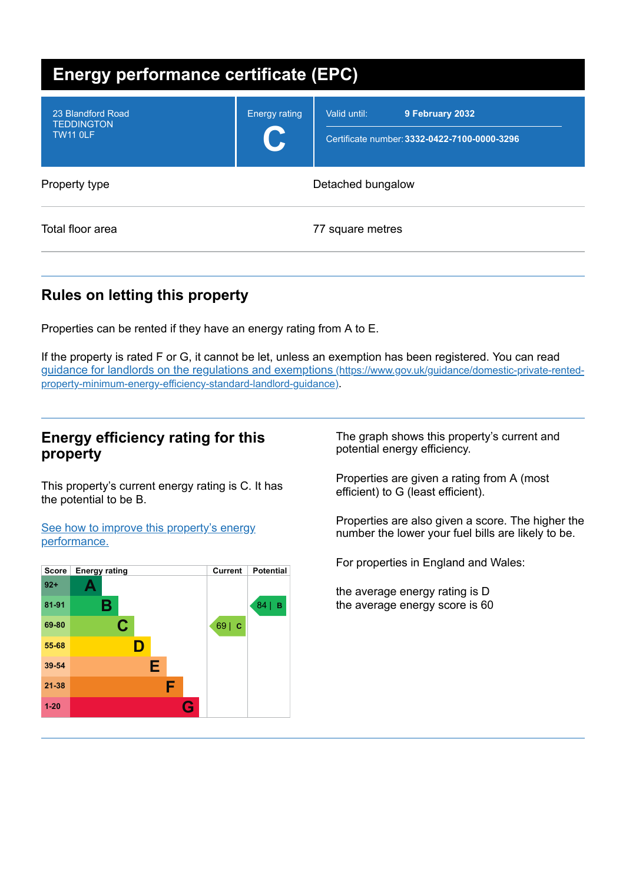# Energy performance certificate (EPC)

| 23 Blandford Road<br>TEDDINGTON<br>TW11 0LF | Energy rating<br>**C** | Valid until: **9 February 2032**<br>Certificate number: **3332-0422-7100-0000-3296** |
|---|---|---|

| | |
|---|---|
| Property type | Detached bungalow |
| Total floor area | 77 square metres |

## Rules on letting this property

Properties can be rented if they have an energy rating from A to E.

If the property is rated F or G, it cannot be let, unless an exemption has been registered. You can read [guidance for landlords on the regulations and exemptions (https://www.gov.uk/guidance/domestic-private-rented-property-minimum-energy-efficiency-standard-landlord-guidance)](https://www.gov.uk/guidance/domestic-private-rented-property-minimum-energy-efficiency-standard-landlord-guidance).

## Energy efficiency rating for this property

This property's current energy rating is C. It has the potential to be B.

[See how to improve this property's energy performance.]()

| Score | Energy rating | Current | Potential |
|---|---|---|---|
| 92+ | A | | |
| 81-91 | B | | 84 \| B |
| 69-80 | C | 69 \| C | |
| 55-68 | D | | |
| 39-54 | E | | |
| 21-38 | F | | |
| 1-20 | G | | |

The graph shows this property's current and potential energy efficiency.

Properties are given a rating from A (most efficient) to G (least efficient).

Properties are also given a score. The higher the number the lower your fuel bills are likely to be.

For properties in England and Wales:

the average energy rating is D
the average energy score is 60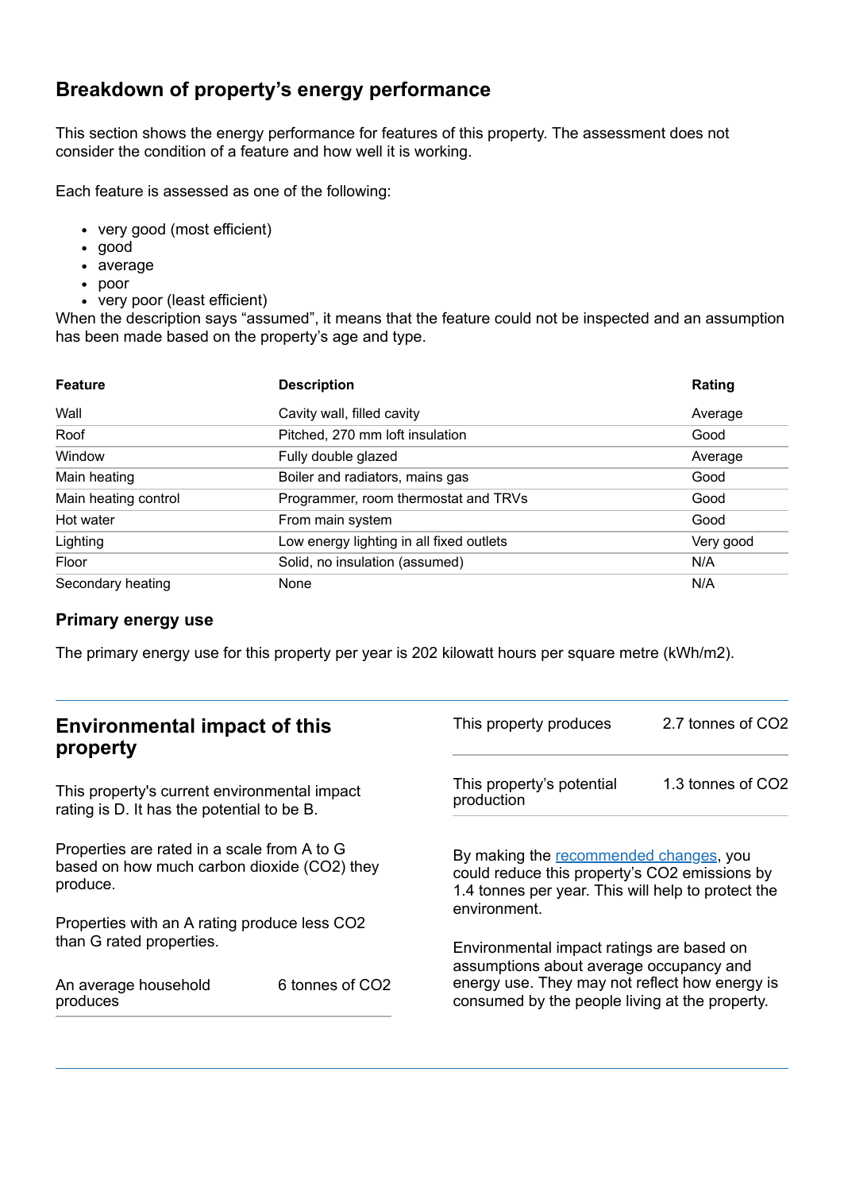## Breakdown of property's energy performance

This section shows the energy performance for features of this property. The assessment does not consider the condition of a feature and how well it is working.

Each feature is assessed as one of the following:

- very good (most efficient)
- good
- average
- poor
- very poor (least efficient)

When the description says "assumed", it means that the feature could not be inspected and an assumption has been made based on the property's age and type.

| Feature | Description | Rating |
|---|---|---|
| Wall | Cavity wall, filled cavity | Average |
| Roof | Pitched, 270 mm loft insulation | Good |
| Window | Fully double glazed | Average |
| Main heating | Boiler and radiators, mains gas | Good |
| Main heating control | Programmer, room thermostat and TRVs | Good |
| Hot water | From main system | Good |
| Lighting | Low energy lighting in all fixed outlets | Very good |
| Floor | Solid, no insulation (assumed) | N/A |
| Secondary heating | None | N/A |

### Primary energy use

The primary energy use for this property per year is 202 kilowatt hours per square metre (kWh/m2).

## Environmental impact of this property

This property's current environmental impact rating is D. It has the potential to be B.

Properties are rated in a scale from A to G based on how much carbon dioxide ($CO_2$) they produce.

Properties with an A rating produce less $CO_2$ than G rated properties.

| | |
|---|---|
| An average household produces | 6 tonnes of $CO_2$ |
| This property produces | 2.7 tonnes of $CO_2$ |
| This property's potential production | 1.3 tonnes of $CO_2$ |

By making the recommended changes, you could reduce this property's $CO_2$ emissions by 1.4 tonnes per year. This will help to protect the environment.

Environmental impact ratings are based on assumptions about average occupancy and energy use. They may not reflect how energy is consumed by the people living at the property.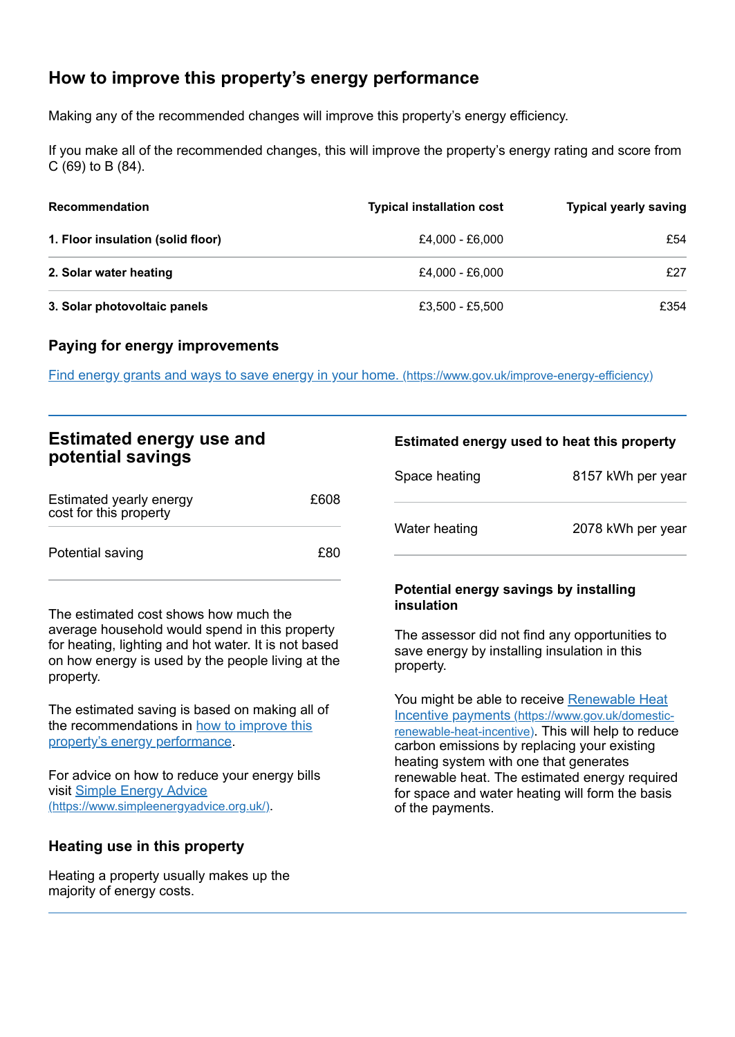## How to improve this property's energy performance

Making any of the recommended changes will improve this property's energy efficiency.

If you make all of the recommended changes, this will improve the property's energy rating and score from C (69) to B (84).

| Recommendation | Typical installation cost | Typical yearly saving |
| --- | --- | --- |
| **1. Floor insulation (solid floor)** | £4,000 - £6,000 | £54 |
| **2. Solar water heating** | £4,000 - £6,000 | £27 |
| **3. Solar photovoltaic panels** | £3,500 - £5,500 | £354 |

### Paying for energy improvements

[Find energy grants and ways to save energy in your home.](https://www.gov.uk/improve-energy-efficiency) (https://www.gov.uk/improve-energy-efficiency)

## Estimated energy use and potential savings

| | |
| --- | --- |
| Estimated yearly energy cost for this property | £608 |
| Potential saving | £80 |

The estimated cost shows how much the average household would spend in this property for heating, lighting and hot water. It is not based on how energy is used by the people living at the property.

The estimated saving is based on making all of the recommendations in [how to improve this property's energy performance](#).

For advice on how to reduce your energy bills visit [Simple Energy Advice](https://www.simpleenergyadvice.org.uk/) (https://www.simpleenergyadvice.org.uk/).

### Heating use in this property

Heating a property usually makes up the majority of energy costs.

### Estimated energy used to heat this property

| | |
| --- | --- |
| Space heating | 8157 kWh per year |
| Water heating | 2078 kWh per year |

### Potential energy savings by installing insulation

The assessor did not find any opportunities to save energy by installing insulation in this property.

You might be able to receive [Renewable Heat Incentive payments](https://www.gov.uk/domestic-renewable-heat-incentive) (https://www.gov.uk/domestic-renewable-heat-incentive). This will help to reduce carbon emissions by replacing your existing heating system with one that generates renewable heat. The estimated energy required for space and water heating will form the basis of the payments.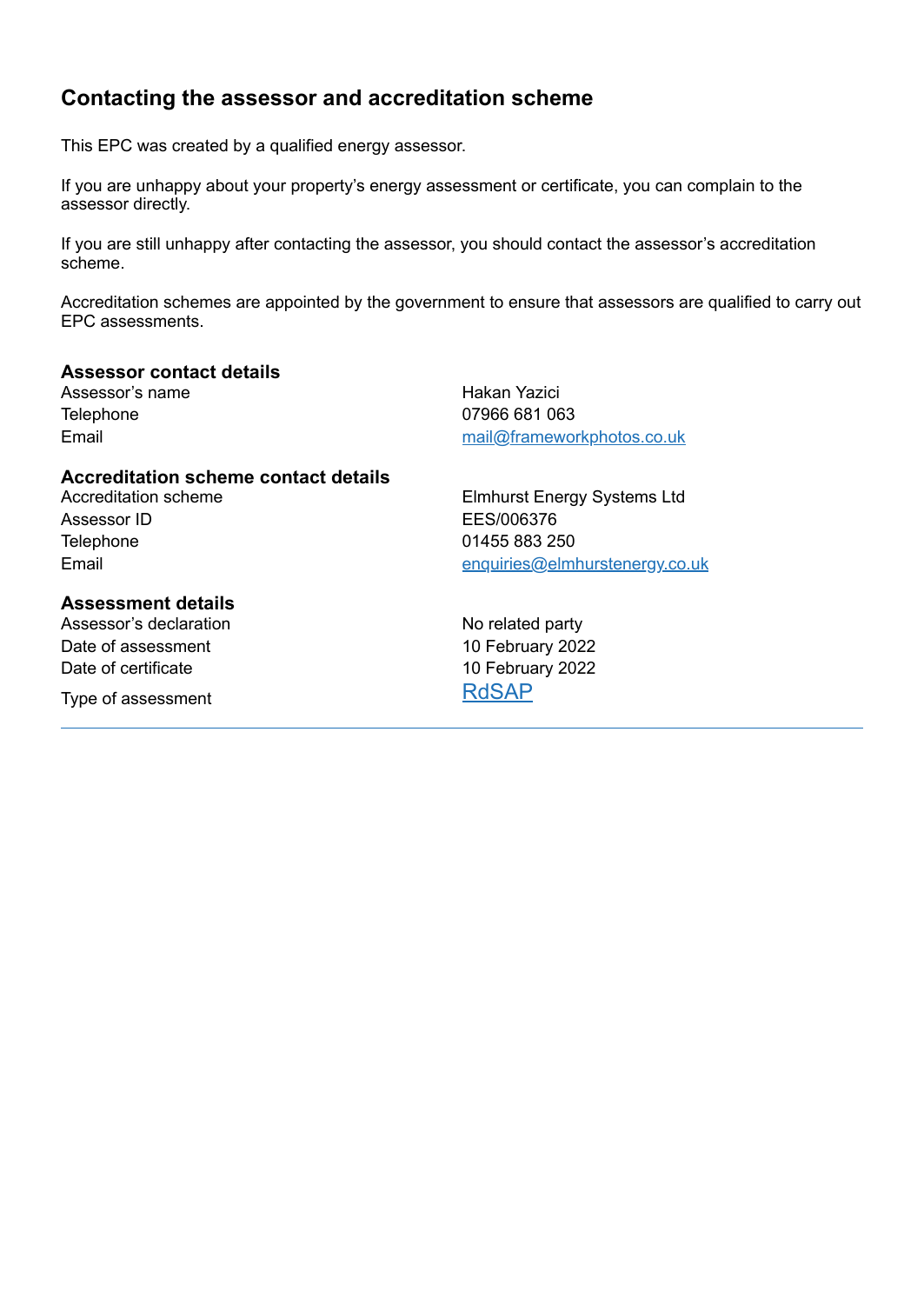## Contacting the assessor and accreditation scheme

This EPC was created by a qualified energy assessor.

If you are unhappy about your property's energy assessment or certificate, you can complain to the assessor directly.

If you are still unhappy after contacting the assessor, you should contact the assessor's accreditation scheme.

Accreditation schemes are appointed by the government to ensure that assessors are qualified to carry out EPC assessments.

### Assessor contact details

| | |
|---|---|
| Assessor's name | Hakan Yazici |
| Telephone | 07966 681 063 |
| Email | mail@frameworkphotos.co.uk |

### Accreditation scheme contact details

| | |
|---|---|
| Accreditation scheme | Elmhurst Energy Systems Ltd |
| Assessor ID | EES/006376 |
| Telephone | 01455 883 250 |
| Email | enquiries@elmhurstenergy.co.uk |

### Assessment details

| | |
|---|---|
| Assessor's declaration | No related party |
| Date of assessment | 10 February 2022 |
| Date of certificate | 10 February 2022 |
| Type of assessment | RdSAP |